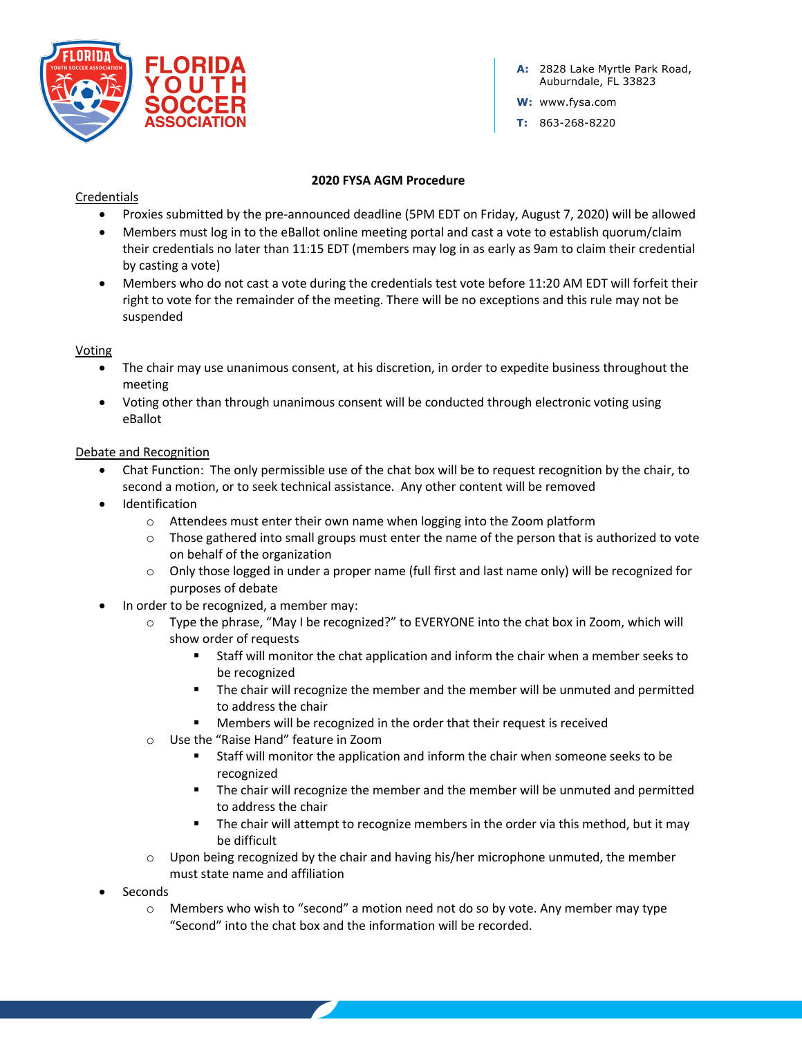FLORIDA YOUTH SOCCER ASSOCIATION

A: 2828 Lake Myrtle Park Road, Auburndale, FL 33823
W: www.fysa.com
T: 863-268-8220

# 2020 FYSA AGM Procedure

Credentials

- Proxies submitted by the pre-announced deadline (5PM EDT on Friday, August 7, 2020) will be allowed
- Members must log in to the eBallot online meeting portal and cast a vote to establish quorum/claim their credentials no later than 11:15 EDT (members may log in as early as 9am to claim their credential by casting a vote)
- Members who do not cast a vote during the credentials test vote before 11:20 AM EDT will forfeit their right to vote for the remainder of the meeting. There will be no exceptions and this rule may not be suspended

Voting

- The chair may use unanimous consent, at his discretion, in order to expedite business throughout the meeting
- Voting other than through unanimous consent will be conducted through electronic voting using eBallot

Debate and Recognition

- Chat Function: The only permissible use of the chat box will be to request recognition by the chair, to second a motion, or to seek technical assistance. Any other content will be removed
- Identification
  - Attendees must enter their own name when logging into the Zoom platform
  - Those gathered into small groups must enter the name of the person that is authorized to vote on behalf of the organization
  - Only those logged in under a proper name (full first and last name only) will be recognized for purposes of debate
- In order to be recognized, a member may:
  - Type the phrase, "May I be recognized?" to EVERYONE into the chat box in Zoom, which will show order of requests
    - Staff will monitor the chat application and inform the chair when a member seeks to be recognized
    - The chair will recognize the member and the member will be unmuted and permitted to address the chair
    - Members will be recognized in the order that their request is received
  - Use the "Raise Hand" feature in Zoom
    - Staff will monitor the application and inform the chair when someone seeks to be recognized
    - The chair will recognize the member and the member will be unmuted and permitted to address the chair
    - The chair will attempt to recognize members in the order via this method, but it may be difficult
  - Upon being recognized by the chair and having his/her microphone unmuted, the member must state name and affiliation
- Seconds
  - Members who wish to "second" a motion need not do so by vote. Any member may type "Second" into the chat box and the information will be recorded.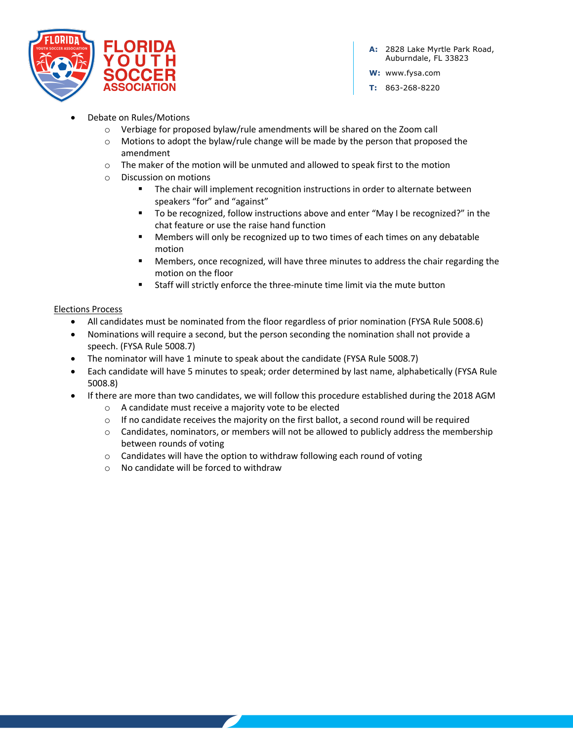- Debate on Rules/Motions
  - Verbiage for proposed bylaw/rule amendments will be shared on the Zoom call
  - Motions to adopt the bylaw/rule change will be made by the person that proposed the amendment
  - The maker of the motion will be unmuted and allowed to speak first to the motion
  - Discussion on motions
    - The chair will implement recognition instructions in order to alternate between speakers "for" and "against"
    - To be recognized, follow instructions above and enter "May I be recognized?" in the chat feature or use the raise hand function
    - Members will only be recognized up to two times of each times on any debatable motion
    - Members, once recognized, will have three minutes to address the chair regarding the motion on the floor
    - Staff will strictly enforce the three-minute time limit via the mute button

<u>Elections Process</u>

- All candidates must be nominated from the floor regardless of prior nomination (FYSA Rule 5008.6)
- Nominations will require a second, but the person seconding the nomination shall not provide a speech. (FYSA Rule 5008.7)
- The nominator will have 1 minute to speak about the candidate (FYSA Rule 5008.7)
- Each candidate will have 5 minutes to speak; order determined by last name, alphabetically (FYSA Rule 5008.8)
- If there are more than two candidates, we will follow this procedure established during the 2018 AGM
  - A candidate must receive a majority vote to be elected
  - If no candidate receives the majority on the first ballot, a second round will be required
  - Candidates, nominators, or members will not be allowed to publicly address the membership between rounds of voting
  - Candidates will have the option to withdraw following each round of voting
  - No candidate will be forced to withdraw